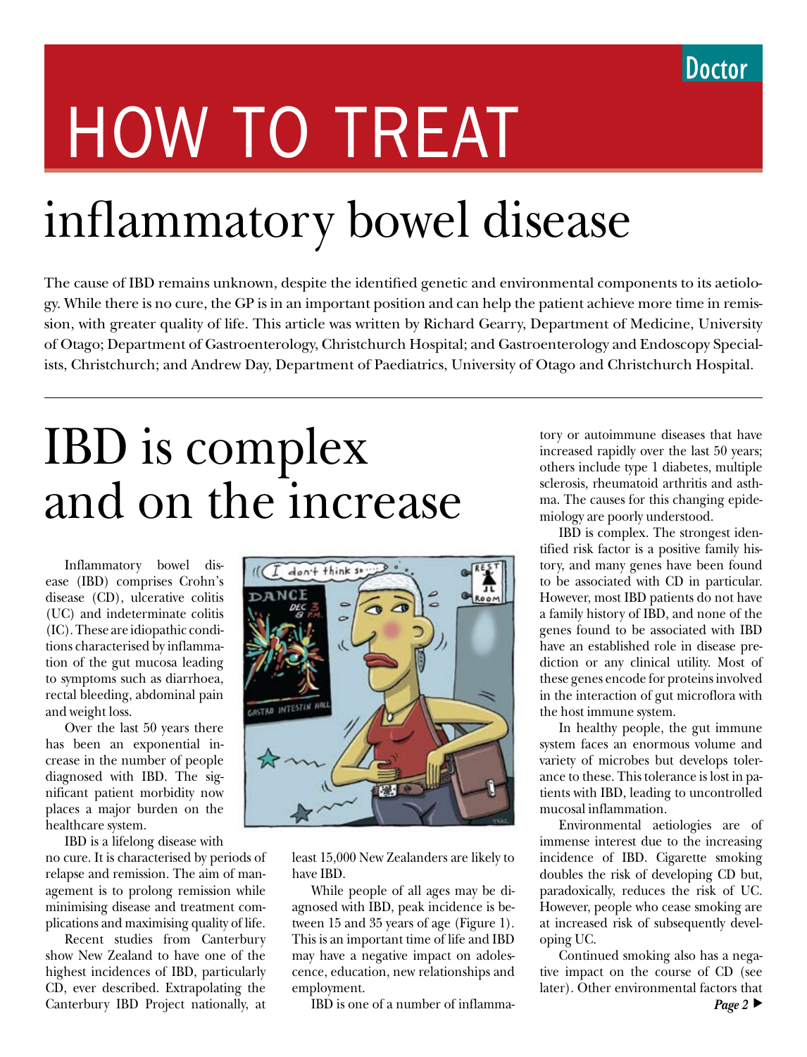Doctor

# HOW TO TREAT

# inflammatory bowel disease

The cause of IBD remains unknown, despite the identified genetic and environmental components to its aetiology. While there is no cure, the GP is in an important position and can help the patient achieve more time in remission, with greater quality of life. This article was written by Richard Gearry, Department of Medicine, University of Otago; Department of Gastroenterology, Christchurch Hospital; and Gastroenterology and Endoscopy Specialists, Christchurch; and Andrew Day, Department of Paediatrics, University of Otago and Christchurch Hospital.

## IBD is complex and on the increase

Inflammatory bowel disease (IBD) comprises Crohn's disease (CD), ulcerative colitis (UC) and indeterminate colitis (IC). These are idiopathic conditions characterised by inflammation of the gut mucosa leading to symptoms such as diarrhoea, rectal bleeding, abdominal pain and weight loss.

Over the last 50 years there has been an exponential increase in the number of people diagnosed with IBD. The significant patient morbidity now places a major burden on the healthcare system.

IBD is a lifelong disease with no cure. It is characterised by periods of relapse and remission. The aim of management is to prolong remission while minimising disease and treatment complications and maximising quality of life.

Recent studies from Canterbury show New Zealand to have one of the highest incidences of IBD, particularly CD, ever described. Extrapolating the Canterbury IBD Project nationally, at least 15,000 New Zealanders are likely to have IBD.

While people of all ages may be diagnosed with IBD, peak incidence is between 15 and 35 years of age (Figure 1). This is an important time of life and IBD may have a negative impact on adolescence, education, new relationships and employment.

IBD is one of a number of inflammatory or autoimmune diseases that have increased rapidly over the last 50 years; others include type 1 diabetes, multiple sclerosis, rheumatoid arthritis and asthma. The causes for this changing epidemiology are poorly understood.

IBD is complex. The strongest identified risk factor is a positive family history, and many genes have been found to be associated with CD in particular. However, most IBD patients do not have a family history of IBD, and none of the genes found to be associated with IBD have an established role in disease prediction or any clinical utility. Most of these genes encode for proteins involved in the interaction of gut microflora with the host immune system.

In healthy people, the gut immune system faces an enormous volume and variety of microbes but develops tolerance to these. This tolerance is lost in patients with IBD, leading to uncontrolled mucosal inflammation.

Environmental aetiologies are of immense interest due to the increasing incidence of IBD. Cigarette smoking doubles the risk of developing CD but, paradoxically, reduces the risk of UC. However, people who cease smoking are at increased risk of subsequently developing UC.

Continued smoking also has a negative impact on the course of CD (see later). Other environmental factors that

*Page 2* ▶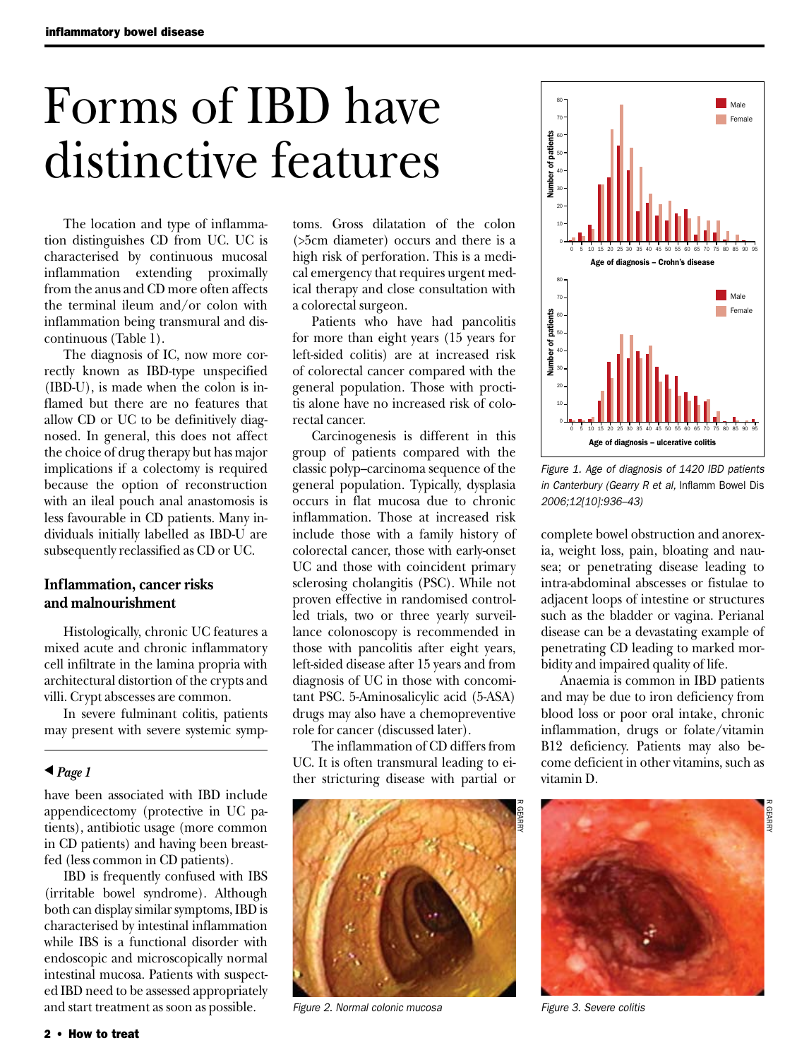# Forms of IBD have distinctive features

The location and type of inflammation distinguishes CD from UC. UC is characterised by continuous mucosal inflammation extending proximally from the anus and CD more often affects the terminal ileum and/or colon with inflammation being transmural and discontinuous (Table 1).

The diagnosis of IC, now more correctly known as IBD-type unspecified (IBD-U), is made when the colon is inflamed but there are no features that allow CD or UC to be definitively diagnosed. In general, this does not affect the choice of drug therapy but has major implications if a colectomy is required because the option of reconstruction with an ileal pouch anal anastomosis is less favourable in CD patients. Many individuals initially labelled as IBD-U are subsequently reclassified as CD or UC.

## Inflammation, cancer risks and malnourishment

Histologically, chronic UC features a mixed acute and chronic inflammatory cell infiltrate in the lamina propria with architectural distortion of the crypts and villi. Crypt abscesses are common.

In severe fulminant colitis, patients may present with severe systemic symptoms. Gross dilatation of the colon (>5cm diameter) occurs and there is a high risk of perforation. This is a medical emergency that requires urgent medical therapy and close consultation with a colorectal surgeon.

Patients who have had pancolitis for more than eight years (15 years for left-sided colitis) are at increased risk of colorectal cancer compared with the general population. Those with proctitis alone have no increased risk of colorectal cancer.

Carcinogenesis is different in this group of patients compared with the classic polyp–carcinoma sequence of the general population. Typically, dysplasia occurs in flat mucosa due to chronic inflammation. Those at increased risk include those with a family history of colorectal cancer, those with early-onset UC and those with coincident primary sclerosing cholangitis (PSC). While not proven effective in randomised controlled trials, two or three yearly surveillance colonoscopy is recommended in those with pancolitis after eight years, left-sided disease after 15 years and from diagnosis of UC in those with concomitant PSC. 5-Aminosalicylic acid (5-ASA) drugs may also have a chemopreventive role for cancer (discussed later).

The inflammation of CD differs from UC. It is often transmural leading to either stricturing disease with partial or complete bowel obstruction and anorexia, weight loss, pain, bloating and nausea; or penetrating disease leading to intra-abdominal abscesses or fistulae to adjacent loops of intestine or structures such as the bladder or vagina. Perianal disease can be a devastating example of penetrating CD leading to marked morbidity and impaired quality of life.

Anaemia is common in IBD patients and may be due to iron deficiency from blood loss or poor oral intake, chronic inflammation, drugs or folate/vitamin B12 deficiency. Patients may also become deficient in other vitamins, such as vitamin D.

---

◀ *Page 1*

have been associated with IBD include appendicectomy (protective in UC patients), antibiotic usage (more common in CD patients) and having been breastfed (less common in CD patients).

IBD is frequently confused with IBS (irritable bowel syndrome). Although both can display similar symptoms, IBD is characterised by intestinal inflammation while IBS is a functional disorder with endoscopic and microscopically normal intestinal mucosa. Patients with suspected IBD need to be assessed appropriately and start treatment as soon as possible.

---

*Figure 1. Age of diagnosis of 1420 IBD patients in Canterbury (Gearry R et al,* Inflamm Bowel Dis *2006;12[10]:936–43)*

*Figure 2. Normal colonic mucosa*

*Figure 3. Severe colitis*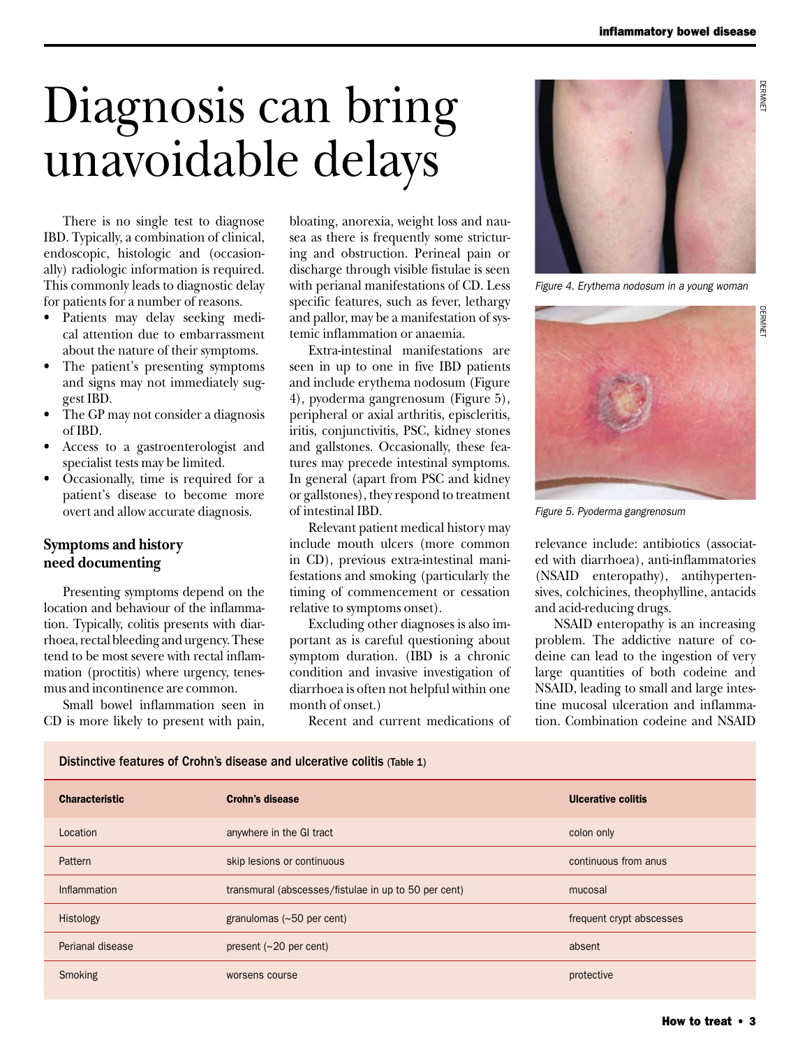# Diagnosis can bring unavoidable delays

There is no single test to diagnose IBD. Typically, a combination of clinical, endoscopic, histologic and (occasionally) radiologic information is required. This commonly leads to diagnostic delay for patients for a number of reasons.

- Patients may delay seeking medical attention due to embarrassment about the nature of their symptoms.
- The patient's presenting symptoms and signs may not immediately suggest IBD.
- The GP may not consider a diagnosis of IBD.
- Access to a gastroenterologist and specialist tests may be limited.
- Occasionally, time is required for a patient's disease to become more overt and allow accurate diagnosis.

## Symptoms and history need documenting

Presenting symptoms depend on the location and behaviour of the inflammation. Typically, colitis presents with diarrhoea, rectal bleeding and urgency. These tend to be most severe with rectal inflammation (proctitis) where urgency, tenesmus and incontinence are common.

Small bowel inflammation seen in CD is more likely to present with pain, bloating, anorexia, weight loss and nausea as there is frequently some stricturing and obstruction. Perineal pain or discharge through visible fistulae is seen with perianal manifestations of CD. Less specific features, such as fever, lethargy and pallor, may be a manifestation of systemic inflammation or anaemia.

Extra-intestinal manifestations are seen in up to one in five IBD patients and include erythema nodosum (Figure 4), pyoderma gangrenosum (Figure 5), peripheral or axial arthritis, episcleritis, iritis, conjunctivitis, PSC, kidney stones and gallstones. Occasionally, these features may precede intestinal symptoms. In general (apart from PSC and kidney or gallstones), they respond to treatment of intestinal IBD.

Relevant patient medical history may include mouth ulcers (more common in CD), previous extra-intestinal manifestations and smoking (particularly the timing of commencement or cessation relative to symptoms onset).

Excluding other diagnoses is also important as is careful questioning about symptom duration. (IBD is a chronic condition and invasive investigation of diarrhoea is often not helpful within one month of onset.)

Recent and current medications of relevance include: antibiotics (associated with diarrhoea), anti-inflammatories (NSAID enteropathy), antihypertensives, colchicines, theophylline, antacids and acid-reducing drugs.

NSAID enteropathy is an increasing problem. The addictive nature of codeine can lead to the ingestion of very large quantities of both codeine and NSAID, leading to small and large intestine mucosal ulceration and inflammation. Combination codeine and NSAID

*Figure 4. Erythema nodosum in a young woman*

*Figure 5. Pyoderma gangrenosum*

**Distinctive features of Crohn's disease and ulcerative colitis** (Table 1)

| Characteristic | Crohn's disease | Ulcerative colitis |
|---|---|---|
| Location | anywhere in the GI tract | colon only |
| Pattern | skip lesions or continuous | continuous from anus |
| Inflammation | transmural (abscesses/fistulae in up to 50 per cent) | mucosal |
| Histology | granulomas (~50 per cent) | frequent crypt abscesses |
| Perianal disease | present (~20 per cent) | absent |
| Smoking | worsens course | protective |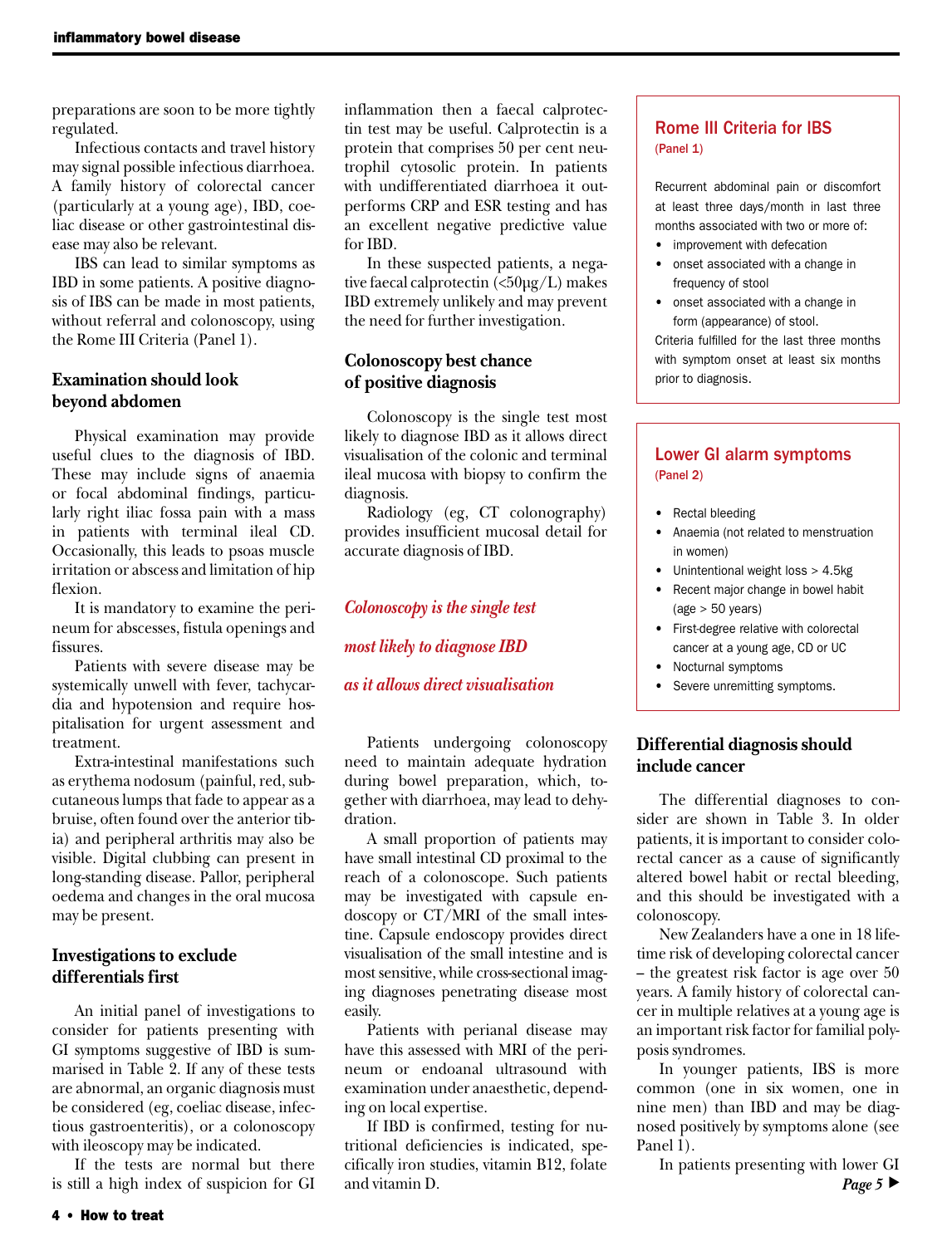preparations are soon to be more tightly regulated.

Infectious contacts and travel history may signal possible infectious diarrhoea. A family history of colorectal cancer (particularly at a young age), IBD, coeliac disease or other gastrointestinal disease may also be relevant.

IBS can lead to similar symptoms as IBD in some patients. A positive diagnosis of IBS can be made in most patients, without referral and colonoscopy, using the Rome III Criteria (Panel 1).

### Examination should look beyond abdomen

Physical examination may provide useful clues to the diagnosis of IBD. These may include signs of anaemia or focal abdominal findings, particularly right iliac fossa pain with a mass in patients with terminal ileal CD. Occasionally, this leads to psoas muscle irritation or abscess and limitation of hip flexion.

It is mandatory to examine the perineum for abscesses, fistula openings and fissures.

Patients with severe disease may be systemically unwell with fever, tachycardia and hypotension and require hospitalisation for urgent assessment and treatment.

Extra-intestinal manifestations such as erythema nodosum (painful, red, subcutaneous lumps that fade to appear as a bruise, often found over the anterior tibia) and peripheral arthritis may also be visible. Digital clubbing can present in long-standing disease. Pallor, peripheral oedema and changes in the oral mucosa may be present.

### Investigations to exclude differentials first

An initial panel of investigations to consider for patients presenting with GI symptoms suggestive of IBD is summarised in Table 2. If any of these tests are abnormal, an organic diagnosis must be considered (eg, coeliac disease, infectious gastroenteritis), or a colonoscopy with ileoscopy may be indicated.

If the tests are normal but there is still a high index of suspicion for GI inflammation then a faecal calprotectin test may be useful. Calprotectin is a protein that comprises 50 per cent neutrophil cytosolic protein. In patients with undifferentiated diarrhoea it outperforms CRP and ESR testing and has an excellent negative predictive value for IBD.

In these suspected patients, a negative faecal calprotectin (<50μg/L) makes IBD extremely unlikely and may prevent the need for further investigation.

### Colonoscopy best chance of positive diagnosis

Colonoscopy is the single test most likely to diagnose IBD as it allows direct visualisation of the colonic and terminal ileal mucosa with biopsy to confirm the diagnosis.

Radiology (eg, CT colonography) provides insufficient mucosal detail for accurate diagnosis of IBD.

*Colonoscopy is the single test most likely to diagnose IBD as it allows direct visualisation*

Patients undergoing colonoscopy need to maintain adequate hydration during bowel preparation, which, together with diarrhoea, may lead to dehydration.

A small proportion of patients may have small intestinal CD proximal to the reach of a colonoscope. Such patients may be investigated with capsule endoscopy or CT/MRI of the small intestine. Capsule endoscopy provides direct visualisation of the small intestine and is most sensitive, while cross-sectional imaging diagnoses penetrating disease most easily.

Patients with perianal disease may have this assessed with MRI of the perineum or endoanal ultrasound with examination under anaesthetic, depending on local expertise.

If IBD is confirmed, testing for nutritional deficiencies is indicated, specifically iron studies, vitamin B12, folate and vitamin D.

> **Rome III Criteria for IBS**
> (Panel 1)
>
> Recurrent abdominal pain or discomfort at least three days/month in last three months associated with two or more of:
> - improvement with defecation
> - onset associated with a change in frequency of stool
> - onset associated with a change in form (appearance) of stool.
>
> Criteria fulfilled for the last three months with symptom onset at least six months prior to diagnosis.

> **Lower GI alarm symptoms**
> (Panel 2)
>
> - Rectal bleeding
> - Anaemia (not related to menstruation in women)
> - Unintentional weight loss > 4.5kg
> - Recent major change in bowel habit (age > 50 years)
> - First-degree relative with colorectal cancer at a young age, CD or UC
> - Nocturnal symptoms
> - Severe unremitting symptoms.

### Differential diagnosis should include cancer

The differential diagnoses to consider are shown in Table 3. In older patients, it is important to consider colorectal cancer as a cause of significantly altered bowel habit or rectal bleeding, and this should be investigated with a colonoscopy.

New Zealanders have a one in 18 lifetime risk of developing colorectal cancer – the greatest risk factor is age over 50 years. A family history of colorectal cancer in multiple relatives at a young age is an important risk factor for familial polyposis syndromes.

In younger patients, IBS is more common (one in six women, one in nine men) than IBD and may be diagnosed positively by symptoms alone (see Panel 1).

In patients presenting with lower GI

*Page 5* ▶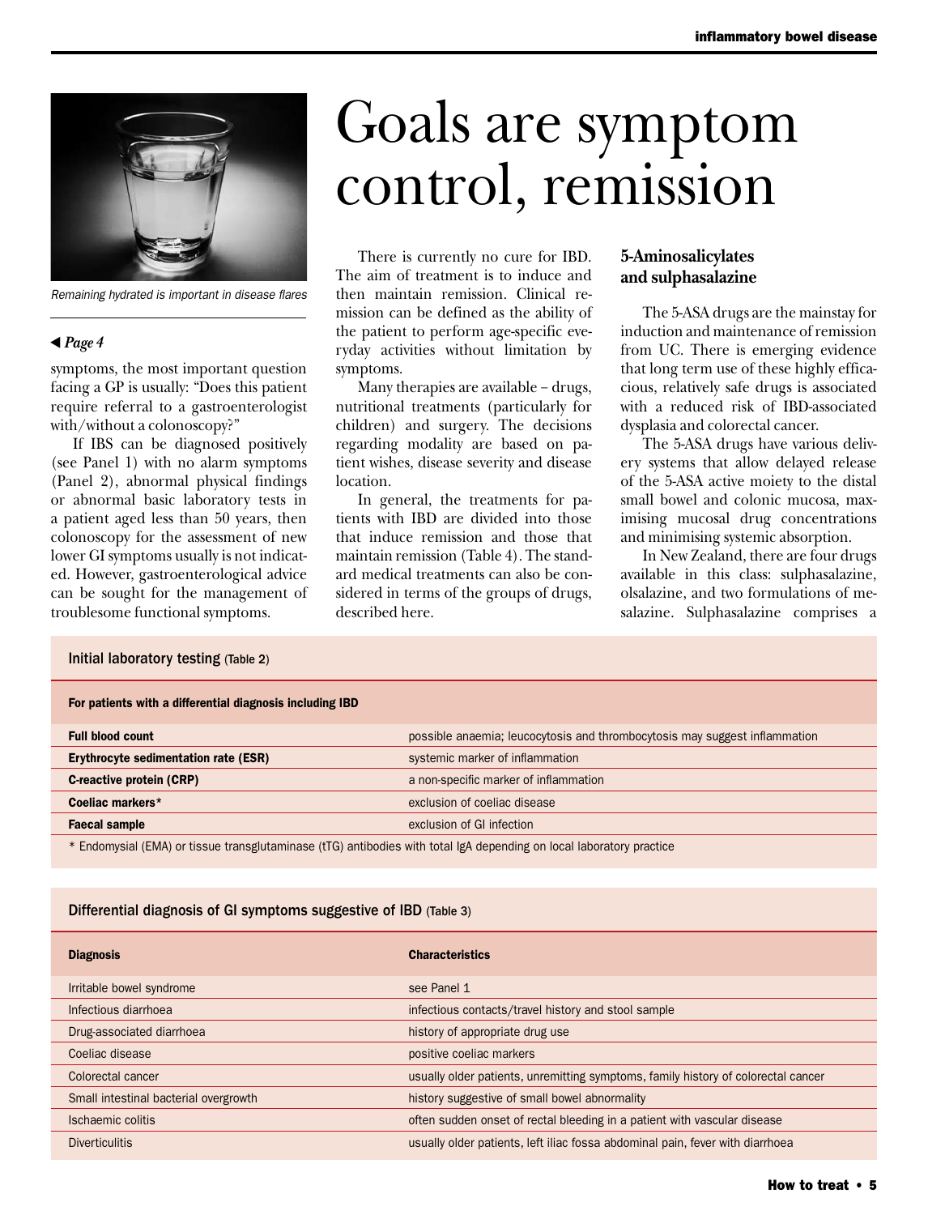Remaining hydrated is important in disease flares

◀ *Page 4*

symptoms, the most important question facing a GP is usually: "Does this patient require referral to a gastroenterologist with/without a colonoscopy?"

If IBS can be diagnosed positively (see Panel 1) with no alarm symptoms (Panel 2), abnormal physical findings or abnormal basic laboratory tests in a patient aged less than 50 years, then colonoscopy for the assessment of new lower GI symptoms usually is not indicated. However, gastroenterological advice can be sought for the management of troublesome functional symptoms.

# Goals are symptom control, remission

There is currently no cure for IBD. The aim of treatment is to induce and then maintain remission. Clinical remission can be defined as the ability of the patient to perform age-specific everyday activities without limitation by symptoms.

Many therapies are available – drugs, nutritional treatments (particularly for children) and surgery. The decisions regarding modality are based on patient wishes, disease severity and disease location.

In general, the treatments for patients with IBD are divided into those that induce remission and those that maintain remission (Table 4). The standard medical treatments can also be considered in terms of the groups of drugs, described here.

### 5-Aminosalicylates and sulphasalazine

The 5-ASA drugs are the mainstay for induction and maintenance of remission from UC. There is emerging evidence that long term use of these highly efficacious, relatively safe drugs is associated with a reduced risk of IBD-associated dysplasia and colorectal cancer.

The 5-ASA drugs have various delivery systems that allow delayed release of the 5-ASA active moiety to the distal small bowel and colonic mucosa, maximising mucosal drug concentrations and minimising systemic absorption.

In New Zealand, there are four drugs available in this class: sulphasalazine, olsalazine, and two formulations of mesalazine. Sulphasalazine comprises a

**Initial laboratory testing (Table 2)**

| For patients with a differential diagnosis including IBD | |
|---|---|
| **Full blood count** | possible anaemia; leucocytosis and thrombocytosis may suggest inflammation |
| **Erythrocyte sedimentation rate (ESR)** | systemic marker of inflammation |
| **C-reactive protein (CRP)** | a non-specific marker of inflammation |
| **Coeliac markers*** | exclusion of coeliac disease |
| **Faecal sample** | exclusion of GI infection |

\* Endomysial (EMA) or tissue transglutaminase (tTG) antibodies with total IgA depending on local laboratory practice

**Differential diagnosis of GI symptoms suggestive of IBD (Table 3)**

| Diagnosis | Characteristics |
|---|---|
| Irritable bowel syndrome | see Panel 1 |
| Infectious diarrhoea | infectious contacts/travel history and stool sample |
| Drug-associated diarrhoea | history of appropriate drug use |
| Coeliac disease | positive coeliac markers |
| Colorectal cancer | usually older patients, unremitting symptoms, family history of colorectal cancer |
| Small intestinal bacterial overgrowth | history suggestive of small bowel abnormality |
| Ischaemic colitis | often sudden onset of rectal bleeding in a patient with vascular disease |
| Diverticulitis | usually older patients, left iliac fossa abdominal pain, fever with diarrhoea |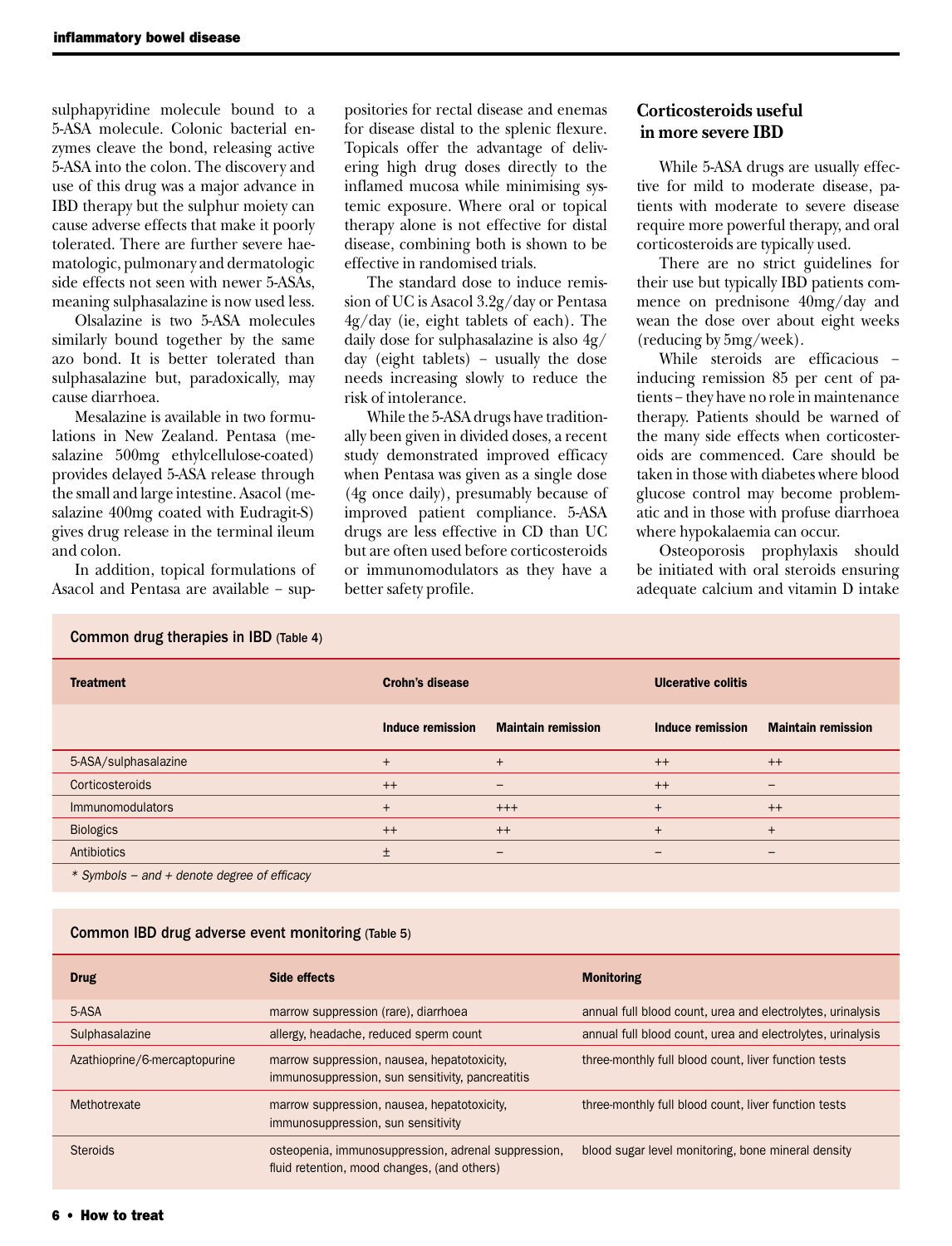sulphapyridine molecule bound to a 5-ASA molecule. Colonic bacterial enzymes cleave the bond, releasing active 5-ASA into the colon. The discovery and use of this drug was a major advance in IBD therapy but the sulphur moiety can cause adverse effects that make it poorly tolerated. There are further severe haematologic, pulmonary and dermatologic side effects not seen with newer 5-ASAs, meaning sulphasalazine is now used less.

Olsalazine is two 5-ASA molecules similarly bound together by the same azo bond. It is better tolerated than sulphasalazine but, paradoxically, may cause diarrhoea.

Mesalazine is available in two formulations in New Zealand. Pentasa (mesalazine 500mg ethylcellulose-coated) provides delayed 5-ASA release through the small and large intestine. Asacol (mesalazine 400mg coated with Eudragit-S) gives drug release in the terminal ileum and colon.

In addition, topical formulations of Asacol and Pentasa are available – suppositories for rectal disease and enemas for disease distal to the splenic flexure. Topicals offer the advantage of delivering high drug doses directly to the inflamed mucosa while minimising systemic exposure. Where oral or topical therapy alone is not effective for distal disease, combining both is shown to be effective in randomised trials.

The standard dose to induce remission of UC is Asacol 3.2g/day or Pentasa 4g/day (ie, eight tablets of each). The daily dose for sulphasalazine is also 4g/day (eight tablets) – usually the dose needs increasing slowly to reduce the risk of intolerance.

While the 5-ASA drugs have traditionally been given in divided doses, a recent study demonstrated improved efficacy when Pentasa was given as a single dose (4g once daily), presumably because of improved patient compliance. 5-ASA drugs are less effective in CD than UC but are often used before corticosteroids or immunomodulators as they have a better safety profile.

### Corticosteroids useful in more severe IBD

While 5-ASA drugs are usually effective for mild to moderate disease, patients with moderate to severe disease require more powerful therapy, and oral corticosteroids are typically used.

There are no strict guidelines for their use but typically IBD patients commence on prednisone 40mg/day and wean the dose over about eight weeks (reducing by 5mg/week).

While steroids are efficacious – inducing remission 85 per cent of patients – they have no role in maintenance therapy. Patients should be warned of the many side effects when corticosteroids are commenced. Care should be taken in those with diabetes where blood glucose control may become problematic and in those with profuse diarrhoea where hypokalaemia can occur.

Osteoporosis prophylaxis should be initiated with oral steroids ensuring adequate calcium and vitamin D intake

**Common drug therapies in IBD** (Table 4)

| Treatment | Crohn's disease | | Ulcerative colitis | |
|---|---|---|---|---|
| | Induce remission | Maintain remission | Induce remission | Maintain remission |
| 5-ASA/sulphasalazine | + | + | ++ | ++ |
| Corticosteroids | ++ | – | ++ | – |
| Immunomodulators | + | +++ | + | ++ |
| Biologics | ++ | ++ | + | + |
| Antibiotics | ± | – | – | – |

*\* Symbols – and + denote degree of efficacy*

**Common IBD drug adverse event monitoring** (Table 5)

| Drug | Side effects | Monitoring |
|---|---|---|
| 5-ASA | marrow suppression (rare), diarrhoea | annual full blood count, urea and electrolytes, urinalysis |
| Sulphasalazine | allergy, headache, reduced sperm count | annual full blood count, urea and electrolytes, urinalysis |
| Azathioprine/6-mercaptopurine | marrow suppression, nausea, hepatotoxicity, immunosuppression, sun sensitivity, pancreatitis | three-monthly full blood count, liver function tests |
| Methotrexate | marrow suppression, nausea, hepatotoxicity, immunosuppression, sun sensitivity | three-monthly full blood count, liver function tests |
| Steroids | osteopenia, immunosuppression, adrenal suppression, fluid retention, mood changes, (and others) | blood sugar level monitoring, bone mineral density |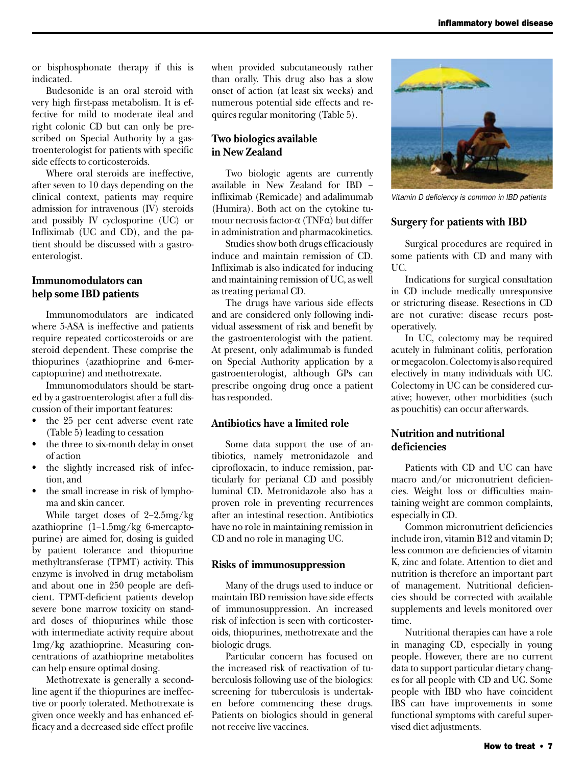or bisphosphonate therapy if this is indicated.

Budesonide is an oral steroid with very high first-pass metabolism. It is effective for mild to moderate ileal and right colonic CD but can only be prescribed on Special Authority by a gastroenterologist for patients with specific side effects to corticosteroids.

Where oral steroids are ineffective, after seven to 10 days depending on the clinical context, patients may require admission for intravenous (IV) steroids and possibly IV cyclosporine (UC) or Infliximab (UC and CD), and the patient should be discussed with a gastroenterologist.

### Immunomodulators can help some IBD patients

Immunomodulators are indicated where 5-ASA is ineffective and patients require repeated corticosteroids or are steroid dependent. These comprise the thiopurines (azathioprine and 6-mercaptopurine) and methotrexate.

Immunomodulators should be started by a gastroenterologist after a full discussion of their important features:

- the 25 per cent adverse event rate (Table 5) leading to cessation
- the three to six-month delay in onset of action
- the slightly increased risk of infection, and
- the small increase in risk of lymphoma and skin cancer.

While target doses of 2–2.5mg/kg azathioprine (1–1.5mg/kg 6-mercaptopurine) are aimed for, dosing is guided by patient tolerance and thiopurine methyltransferase (TPMT) activity. This enzyme is involved in drug metabolism and about one in 250 people are deficient. TPMT-deficient patients develop severe bone marrow toxicity on standard doses of thiopurines while those with intermediate activity require about 1mg/kg azathioprine. Measuring concentrations of azathioprine metabolites can help ensure optimal dosing.

Methotrexate is generally a second-line agent if the thiopurines are ineffective or poorly tolerated. Methotrexate is given once weekly and has enhanced efficacy and a decreased side effect profile when provided subcutaneously rather than orally. This drug also has a slow onset of action (at least six weeks) and numerous potential side effects and requires regular monitoring (Table 5).

### Two biologics available in New Zealand

Two biologic agents are currently available in New Zealand for IBD – infliximab (Remicade) and adalimumab (Humira). Both act on the cytokine tumour necrosis factor-α (TNFα) but differ in administration and pharmacokinetics.

Studies show both drugs efficaciously induce and maintain remission of CD. Infliximab is also indicated for inducing and maintaining remission of UC, as well as treating perianal CD.

The drugs have various side effects and are considered only following individual assessment of risk and benefit by the gastroenterologist with the patient. At present, only adalimumab is funded on Special Authority application by a gastroenterologist, although GPs can prescribe ongoing drug once a patient has responded.

### Antibiotics have a limited role

Some data support the use of antibiotics, namely metronidazole and ciprofloxacin, to induce remission, particularly for perianal CD and possibly luminal CD. Metronidazole also has a proven role in preventing recurrences after an intestinal resection. Antibiotics have no role in maintaining remission in CD and no role in managing UC.

### Risks of immunosuppression

Many of the drugs used to induce or maintain IBD remission have side effects of immunosuppression. An increased risk of infection is seen with corticosteroids, thiopurines, methotrexate and the biologic drugs.

Particular concern has focused on the increased risk of reactivation of tuberculosis following use of the biologics: screening for tuberculosis is undertaken before commencing these drugs. Patients on biologics should in general not receive live vaccines.

*Vitamin D deficiency is common in IBD patients*

### Surgery for patients with IBD

Surgical procedures are required in some patients with CD and many with UC.

Indications for surgical consultation in CD include medically unresponsive or stricturing disease. Resections in CD are not curative: disease recurs post-operatively.

In UC, colectomy may be required acutely in fulminant colitis, perforation or megacolon. Colectomy is also required electively in many individuals with UC. Colectomy in UC can be considered curative; however, other morbidities (such as pouchitis) can occur afterwards.

### Nutrition and nutritional deficiencies

Patients with CD and UC can have macro and/or micronutrient deficiencies. Weight loss or difficulties maintaining weight are common complaints, especially in CD.

Common micronutrient deficiencies include iron, vitamin B12 and vitamin D; less common are deficiencies of vitamin K, zinc and folate. Attention to diet and nutrition is therefore an important part of management. Nutritional deficiencies should be corrected with available supplements and levels monitored over time.

Nutritional therapies can have a role in managing CD, especially in young people. However, there are no current data to support particular dietary changes for all people with CD and UC. Some people with IBD who have coincident IBS can have improvements in some functional symptoms with careful supervised diet adjustments.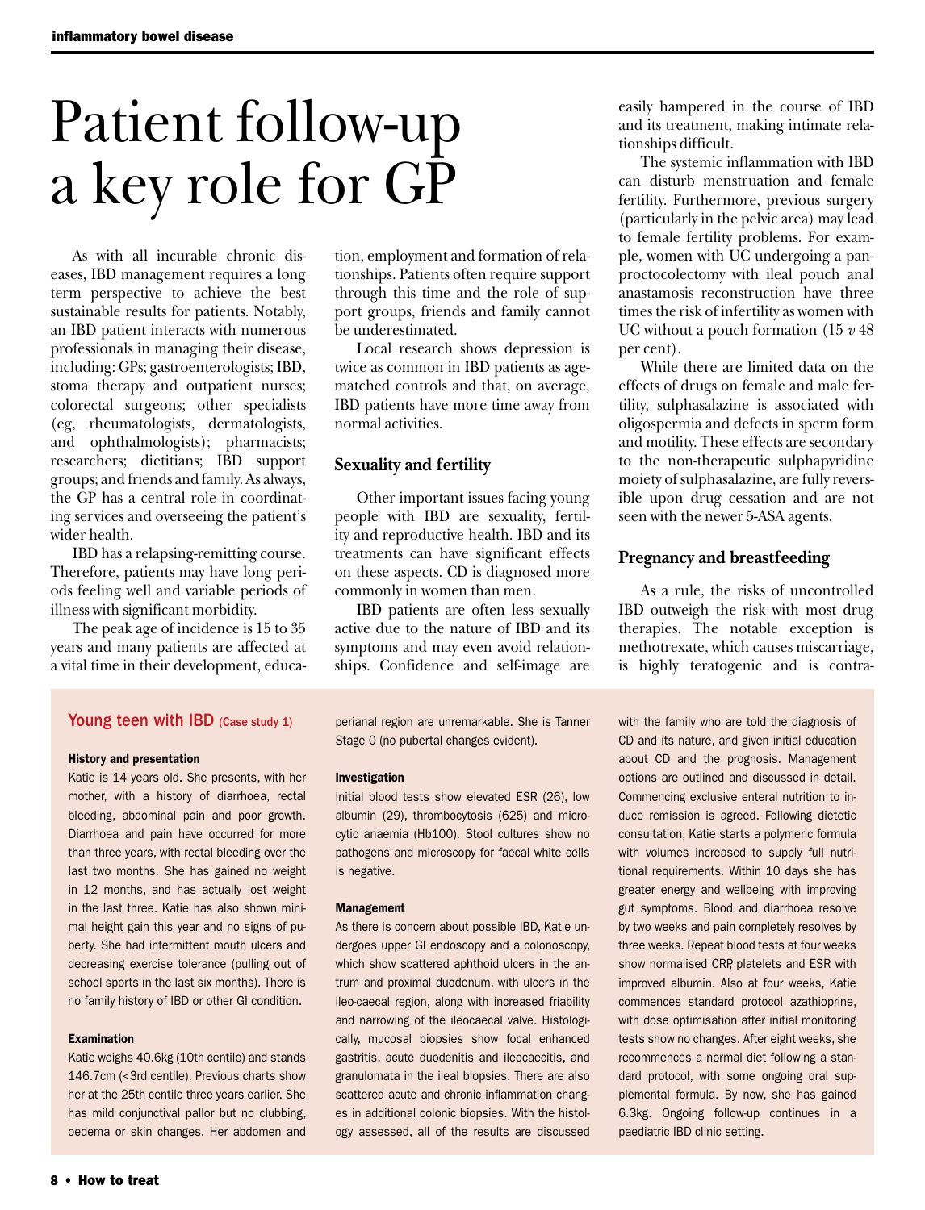# Patient follow-up a key role for GP

As with all incurable chronic diseases, IBD management requires a long term perspective to achieve the best sustainable results for patients. Notably, an IBD patient interacts with numerous professionals in managing their disease, including: GPs; gastroenterologists; IBD, stoma therapy and outpatient nurses; colorectal surgeons; other specialists (eg, rheumatologists, dermatologists, and ophthalmologists); pharmacists; researchers; dietitians; IBD support groups; and friends and family. As always, the GP has a central role in coordinating services and overseeing the patient's wider health.

IBD has a relapsing-remitting course. Therefore, patients may have long periods feeling well and variable periods of illness with significant morbidity.

The peak age of incidence is 15 to 35 years and many patients are affected at a vital time in their development, education, employment and formation of relationships. Patients often require support through this time and the role of support groups, friends and family cannot be underestimated.

Local research shows depression is twice as common in IBD patients as age-matched controls and that, on average, IBD patients have more time away from normal activities.

## Sexuality and fertility

Other important issues facing young people with IBD are sexuality, fertility and reproductive health. IBD and its treatments can have significant effects on these aspects. CD is diagnosed more commonly in women than men.

IBD patients are often less sexually active due to the nature of IBD and its symptoms and may even avoid relationships. Confidence and self-image are easily hampered in the course of IBD and its treatment, making intimate relationships difficult.

The systemic inflammation with IBD can disturb menstruation and female fertility. Furthermore, previous surgery (particularly in the pelvic area) may lead to female fertility problems. For example, women with UC undergoing a panproctocolectomy with ileal pouch anal anastamosis reconstruction have three times the risk of infertility as women with UC without a pouch formation (15 *v* 48 per cent).

While there are limited data on the effects of drugs on female and male fertility, sulphasalazine is associated with oligospermia and defects in sperm form and motility. These effects are secondary to the non-therapeutic sulphapyridine moiety of sulphasalazine, are fully reversible upon drug cessation and are not seen with the newer 5-ASA agents.

## Pregnancy and breastfeeding

As a rule, the risks of uncontrolled IBD outweigh the risk with most drug therapies. The notable exception is methotrexate, which causes miscarriage, is highly teratogenic and is contra-

---

### Young teen with IBD (Case study 1)

**History and presentation**

Katie is 14 years old. She presents, with her mother, with a history of diarrhoea, rectal bleeding, abdominal pain and poor growth. Diarrhoea and pain have occurred for more than three years, with rectal bleeding over the last two months. She has gained no weight in 12 months, and has actually lost weight in the last three. Katie has also shown minimal height gain this year and no signs of puberty. She had intermittent mouth ulcers and decreasing exercise tolerance (pulling out of school sports in the last six months). There is no family history of IBD or other GI condition.

**Examination**

Katie weighs 40.6kg (10th centile) and stands 146.7cm (<3rd centile). Previous charts show her at the 25th centile three years earlier. She has mild conjunctival pallor but no clubbing, oedema or skin changes. Her abdomen and perianal region are unremarkable. She is Tanner Stage 0 (no pubertal changes evident).

**Investigation**

Initial blood tests show elevated ESR (26), low albumin (29), thrombocytosis (625) and microcytic anaemia (Hb100). Stool cultures show no pathogens and microscopy for faecal white cells is negative.

**Management**

As there is concern about possible IBD, Katie undergoes upper GI endoscopy and a colonoscopy, which show scattered aphthoid ulcers in the antrum and proximal duodenum, with ulcers in the ileo-caecal region, along with increased friability and narrowing of the ileocaecal valve. Histologically, mucosal biopsies show focal enhanced gastritis, acute duodenitis and ileocaecitis, and granulomata in the ileal biopsies. There are also scattered acute and chronic inflammation changes in additional colonic biopsies. With the histology assessed, all of the results are discussed with the family who are told the diagnosis of CD and its nature, and given initial education about CD and the prognosis. Management options are outlined and discussed in detail. Commencing exclusive enteral nutrition to induce remission is agreed. Following dietetic consultation, Katie starts a polymeric formula with volumes increased to supply full nutritional requirements. Within 10 days she has greater energy and wellbeing with improving gut symptoms. Blood and diarrhoea resolve by two weeks and pain completely resolves by three weeks. Repeat blood tests at four weeks show normalised CRP, platelets and ESR with improved albumin. Also at four weeks, Katie commences standard protocol azathioprine, with dose optimisation after initial monitoring tests show no changes. After eight weeks, she recommences a normal diet following a standard protocol, with some ongoing oral supplemental formula. By now, she has gained 6.3kg. Ongoing follow-up continues in a paediatric IBD clinic setting.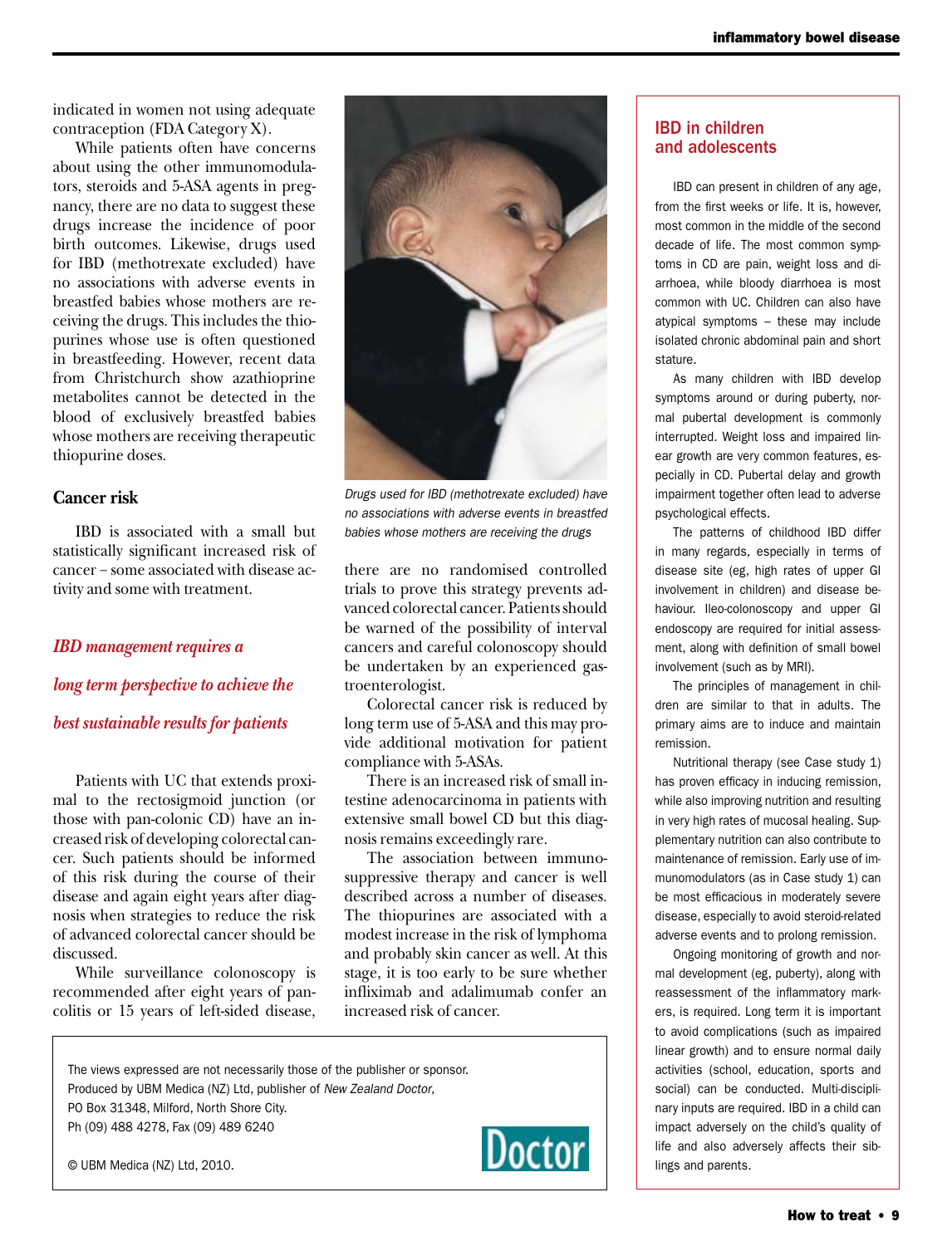indicated in women not using adequate contraception (FDA Category X).

While patients often have concerns about using the other immunomodulators, steroids and 5-ASA agents in pregnancy, there are no data to suggest these drugs increase the incidence of poor birth outcomes. Likewise, drugs used for IBD (methotrexate excluded) have no associations with adverse events in breastfed babies whose mothers are receiving the drugs. This includes the thiopurines whose use is often questioned in breastfeeding. However, recent data from Christchurch show azathioprine metabolites cannot be detected in the blood of exclusively breastfed babies whose mothers are receiving therapeutic thiopurine doses.

### Cancer risk

IBD is associated with a small but statistically significant increased risk of cancer – some associated with disease activity and some with treatment.

*IBD management requires a long term perspective to achieve the best sustainable results for patients*

Patients with UC that extends proximal to the rectosigmoid junction (or those with pan-colonic CD) have an increased risk of developing colorectal cancer. Such patients should be informed of this risk during the course of their disease and again eight years after diagnosis when strategies to reduce the risk of advanced colorectal cancer should be discussed.

While surveillance colonoscopy is recommended after eight years of pancolitis or 15 years of left-sided disease, there are no randomised controlled trials to prove this strategy prevents advanced colorectal cancer. Patients should be warned of the possibility of interval cancers and careful colonoscopy should be undertaken by an experienced gastroenterologist.

*Drugs used for IBD (methotrexate excluded) have no associations with adverse events in breastfed babies whose mothers are receiving the drugs*

Colorectal cancer risk is reduced by long term use of 5-ASA and this may provide additional motivation for patient compliance with 5-ASAs.

There is an increased risk of small intestine adenocarcinoma in patients with extensive small bowel CD but this diagnosis remains exceedingly rare.

The association between immunosuppressive therapy and cancer is well described across a number of diseases. The thiopurines are associated with a modest increase in the risk of lymphoma and probably skin cancer as well. At this stage, it is too early to be sure whether infliximab and adalimumab confer an increased risk of cancer.

## IBD in children and adolescents

IBD can present in children of any age, from the first weeks or life. It is, however, most common in the middle of the second decade of life. The most common symptoms in CD are pain, weight loss and diarrhoea, while bloody diarrhoea is most common with UC. Children can also have atypical symptoms – these may include isolated chronic abdominal pain and short stature.

As many children with IBD develop symptoms around or during puberty, normal pubertal development is commonly interrupted. Weight loss and impaired linear growth are very common features, especially in CD. Pubertal delay and growth impairment together often lead to adverse psychological effects.

The patterns of childhood IBD differ in many regards, especially in terms of disease site (eg, high rates of upper GI involvement in children) and disease behaviour. Ileo-colonoscopy and upper GI endoscopy are required for initial assessment, along with definition of small bowel involvement (such as by MRI).

The principles of management in children are similar to that in adults. The primary aims are to induce and maintain remission.

Nutritional therapy (see Case study 1) has proven efficacy in inducing remission, while also improving nutrition and resulting in very high rates of mucosal healing. Supplementary nutrition can also contribute to maintenance of remission. Early use of immunomodulators (as in Case study 1) can be most efficacious in moderately severe disease, especially to avoid steroid-related adverse events and to prolong remission.

Ongoing monitoring of growth and normal development (eg, puberty), along with reassessment of the inflammatory markers, is required. Long term it is important to avoid complications (such as impaired linear growth) and to ensure normal daily activities (school, education, sports and social) can be conducted. Multi-disciplinary inputs are required. IBD in a child can impact adversely on the child's quality of life and also adversely affects their siblings and parents.

---

The views expressed are not necessarily those of the publisher or sponsor.
Produced by UBM Medica (NZ) Ltd, publisher of *New Zealand Doctor*,
PO Box 31348, Milford, North Shore City.
Ph (09) 488 4278, Fax (09) 489 6240

© UBM Medica (NZ) Ltd, 2010.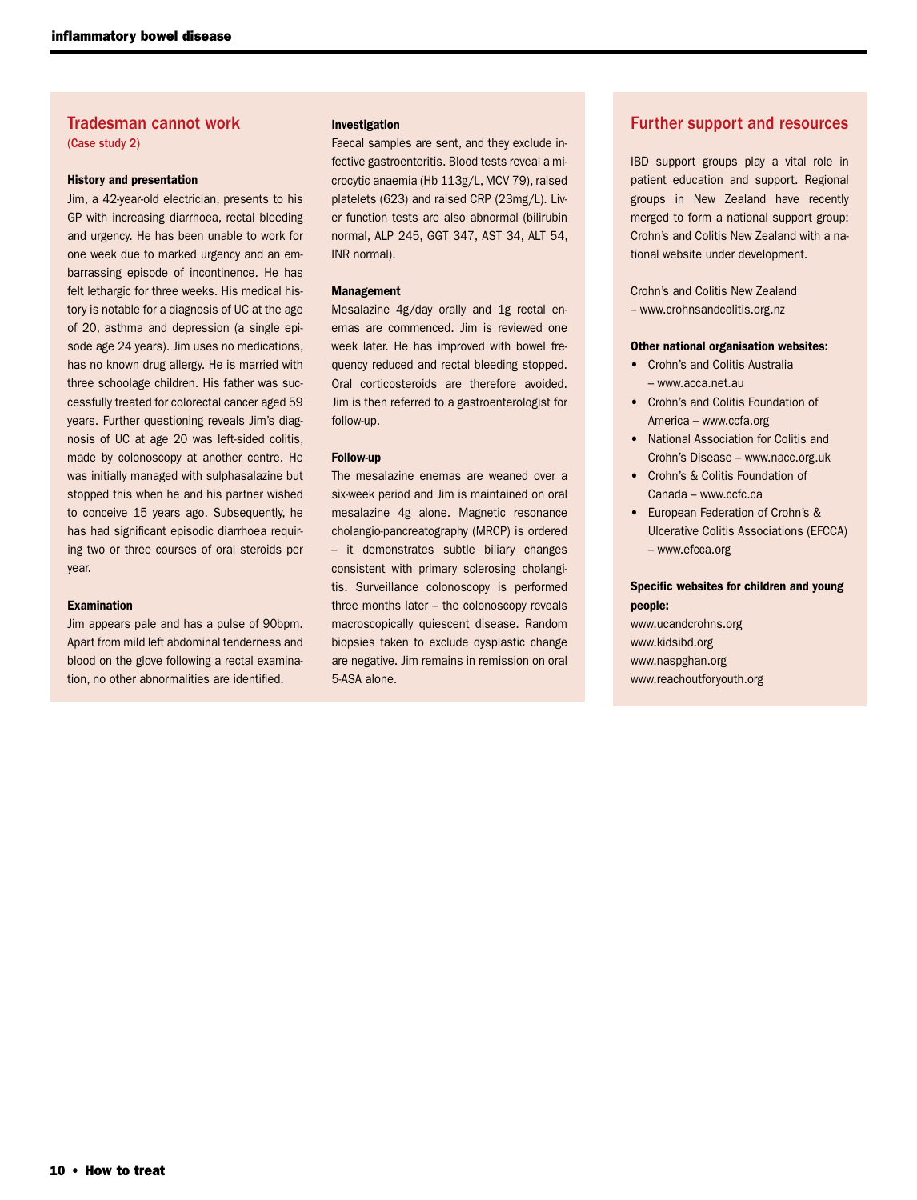## Tradesman cannot work

(Case study 2)

**History and presentation**

Jim, a 42-year-old electrician, presents to his GP with increasing diarrhoea, rectal bleeding and urgency. He has been unable to work for one week due to marked urgency and an embarrassing episode of incontinence. He has felt lethargic for three weeks. His medical history is notable for a diagnosis of UC at the age of 20, asthma and depression (a single episode age 24 years). Jim uses no medications, has no known drug allergy. He is married with three schoolage children. His father was successfully treated for colorectal cancer aged 59 years. Further questioning reveals Jim's diagnosis of UC at age 20 was left-sided colitis, made by colonoscopy at another centre. He was initially managed with sulphasalazine but stopped this when he and his partner wished to conceive 15 years ago. Subsequently, he has had significant episodic diarrhoea requiring two or three courses of oral steroids per year.

**Examination**

Jim appears pale and has a pulse of 90bpm. Apart from mild left abdominal tenderness and blood on the glove following a rectal examination, no other abnormalities are identified.

**Investigation**

Faecal samples are sent, and they exclude infective gastroenteritis. Blood tests reveal a microcytic anaemia (Hb 113g/L, MCV 79), raised platelets (623) and raised CRP (23mg/L). Liver function tests are also abnormal (bilirubin normal, ALP 245, GGT 347, AST 34, ALT 54, INR normal).

**Management**

Mesalazine 4g/day orally and 1g rectal enemas are commenced. Jim is reviewed one week later. He has improved with bowel frequency reduced and rectal bleeding stopped. Oral corticosteroids are therefore avoided. Jim is then referred to a gastroenterologist for follow-up.

**Follow-up**

The mesalazine enemas are weaned over a six-week period and Jim is maintained on oral mesalazine 4g alone. Magnetic resonance cholangio-pancreatography (MRCP) is ordered – it demonstrates subtle biliary changes consistent with primary sclerosing cholangitis. Surveillance colonoscopy is performed three months later – the colonoscopy reveals macroscopically quiescent disease. Random biopsies taken to exclude dysplastic change are negative. Jim remains in remission on oral 5-ASA alone.

## Further support and resources

IBD support groups play a vital role in patient education and support. Regional groups in New Zealand have recently merged to form a national support group: Crohn's and Colitis New Zealand with a national website under development.

Crohn's and Colitis New Zealand
– www.crohnsandcolitis.org.nz

**Other national organisation websites:**

- Crohn's and Colitis Australia – www.acca.net.au
- Crohn's and Colitis Foundation of America – www.ccfa.org
- National Association for Colitis and Crohn's Disease – www.nacc.org.uk
- Crohn's & Colitis Foundation of Canada – www.ccfc.ca
- European Federation of Crohn's & Ulcerative Colitis Associations (EFCCA) – www.efcca.org

**Specific websites for children and young people:**

www.ucandcrohns.org
www.kidsibd.org
www.naspghan.org
www.reachoutforyouth.org